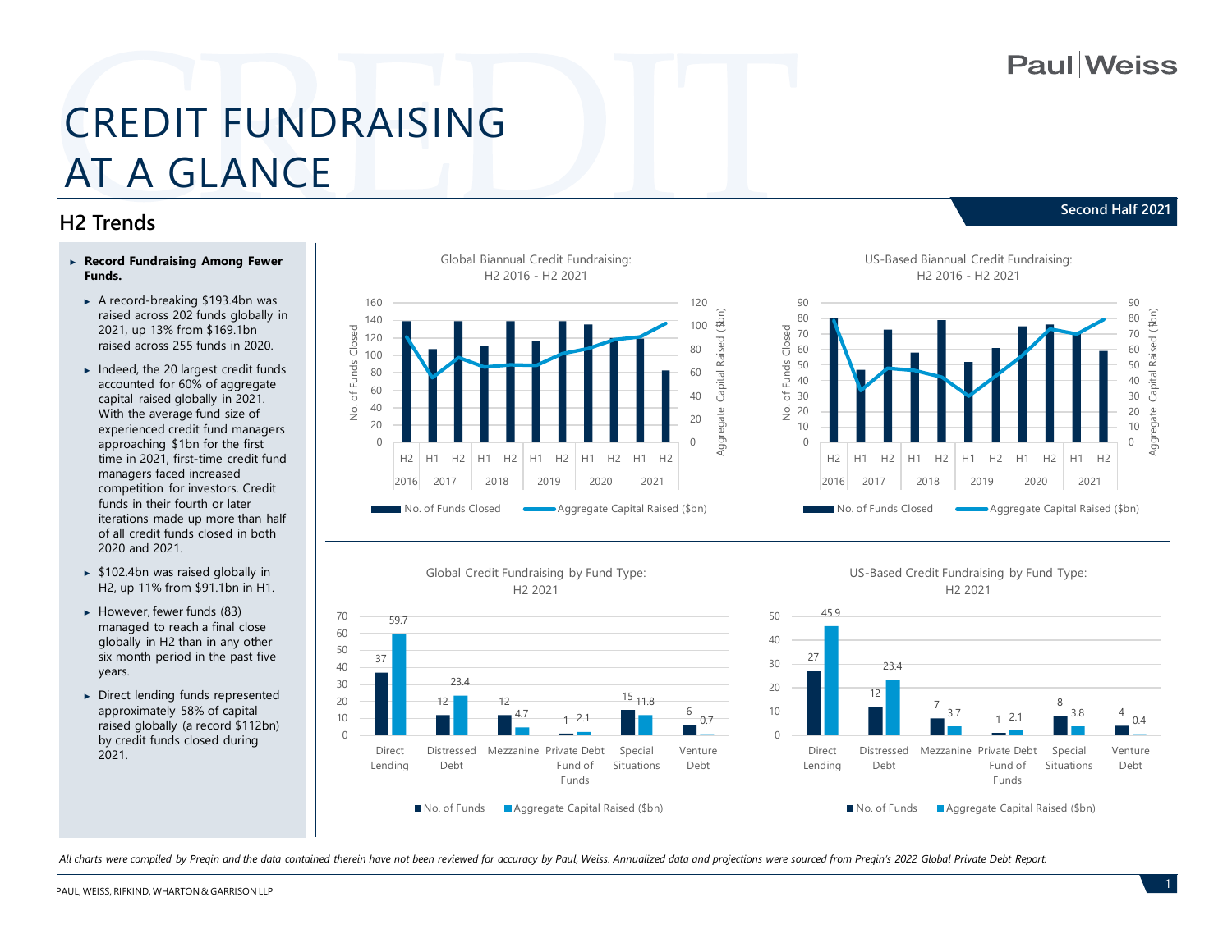# CREDIT FUNDRAISING AT A GLANCE

**Second Half 2021**

## H2 Trends

- **Record Fundraising Among Fewer Funds.**
  - A record-breaking $193.4bn was raised across 202 funds globally in 2021, up 13% from $169.1bn raised across 255 funds in 2020.
  - Indeed, the 20 largest credit funds accounted for 60% of aggregate capital raised globally in 2021. With the average fund size of experienced credit fund managers approaching $1bn for the first time in 2021, first-time credit fund managers faced increased competition for investors. Credit funds in their fourth or later iterations made up more than half of all credit funds closed in both 2020 and 2021.
  - $102.4bn was raised globally in H2, up 11% from $91.1bn in H1.
  - However, fewer funds (83) managed to reach a final close globally in H2 than in any other six month period in the past five years.
  - Direct lending funds represented approximately 58% of capital raised globally (a record $112bn) by credit funds closed during 2021.

**Global Biannual Credit Fundraising: H2 2016 - H2 2021**

Legend: No. of Funds Closed; Aggregate Capital Raised ($bn)

**US-Based Biannual Credit Fundraising: H2 2016 - H2 2021**

Legend: No. of Funds Closed; Aggregate Capital Raised ($bn)

**Global Credit Fundraising by Fund Type: H2 2021**

| Fund Type | No. of Funds | Aggregate Capital Raised ($bn) |
| --- | --- | --- |
| Direct Lending | 37 | 59.7 |
| Distressed Debt | 12 | 23.4 |
| Mezzanine | 12 | 4.7 |
| Private Debt Fund of Funds | 1 | 2.1 |
| Special Situations | 15 | 11.8 |
| Venture Debt | 6 | 0.7 |

**US-Based Credit Fundraising by Fund Type: H2 2021**

| Fund Type | No. of Funds | Aggregate Capital Raised ($bn) |
| --- | --- | --- |
| Direct Lending | 27 | 45.9 |
| Distressed Debt | 12 | 23.4 |
| Mezzanine | 7 | 3.7 |
| Private Debt Fund of Funds | 1 | 2.1 |
| Special Situations | 8 | 3.8 |
| Venture Debt | 4 | 0.4 |

*All charts were compiled by Preqin and the data contained therein have not been reviewed for accuracy by Paul, Weiss. Annualized data and projections were sourced from Preqin's 2022 Global Private Debt Report.*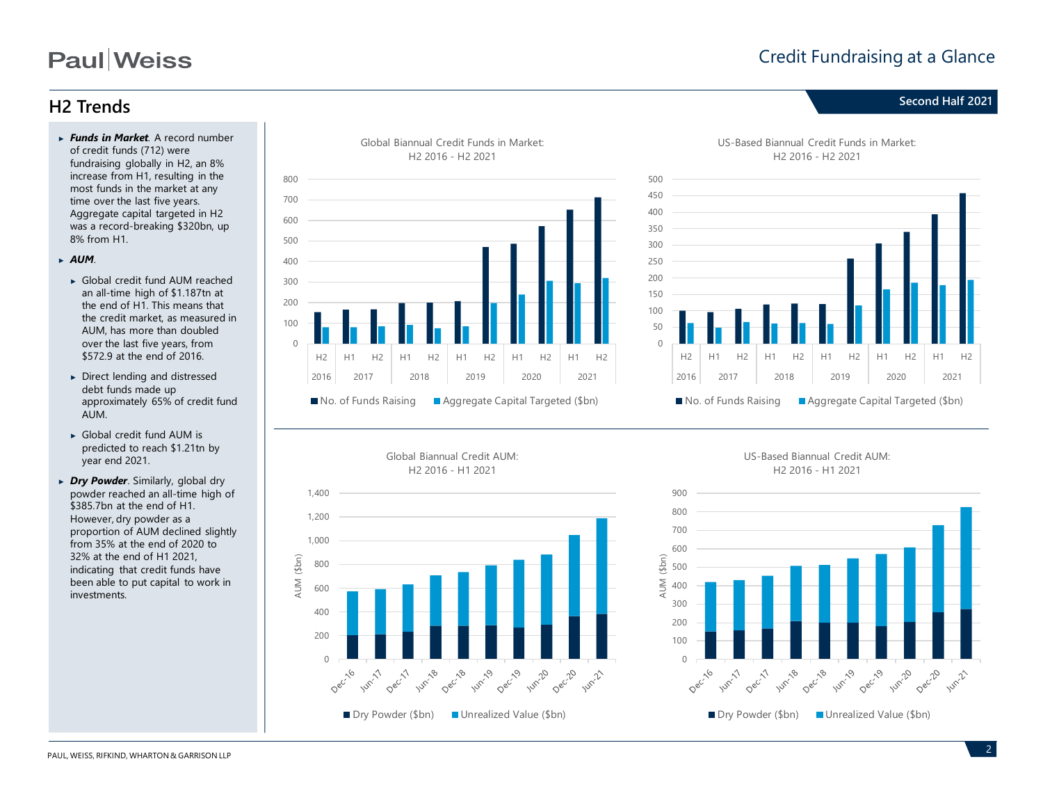## H2 Trends

Second Half 2021

- ***Funds in Market***. A record number of credit funds (712) were fundraising globally in H2, an 8% increase from H1, resulting in the most funds in the market at any time over the last five years. Aggregate capital targeted in H2 was a record-breaking $320bn, up 8% from H1.
- ***AUM***.
  - Global credit fund AUM reached an all-time high of $1.187tn at the end of H1. This means that the credit market, as measured in AUM, has more than doubled over the last five years, from $572.9 at the end of 2016.
  - Direct lending and distressed debt funds made up approximately 65% of credit fund AUM.
  - Global credit fund AUM is predicted to reach $1.21tn by year end 2021.
- ***Dry Powder***. Similarly, global dry powder reached an all-time high of $385.7bn at the end of H1. However, dry powder as a proportion of AUM declined slightly from 35% at the end of 2020 to 32% at the end of H1 2021, indicating that credit funds have been able to put capital to work in investments.

**Global Biannual Credit Funds in Market: H2 2016 - H2 2021**

**US-Based Biannual Credit Funds in Market: H2 2016 - H2 2021**

**Global Biannual Credit AUM: H2 2016 - H1 2021**

**US-Based Biannual Credit AUM: H2 2016 - H1 2021**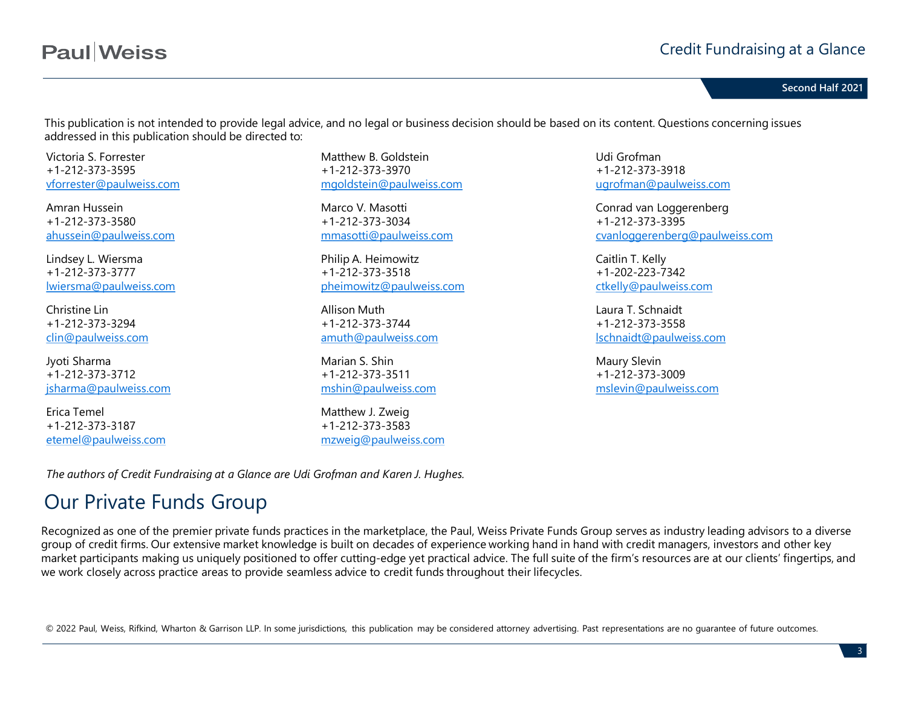This publication is not intended to provide legal advice, and no legal or business decision should be based on its content. Questions concerning issues addressed in this publication should be directed to:

Victoria S. Forrester
+1-212-373-3595
vforrester@paulweiss.com

Amran Hussein
+1-212-373-3580
ahussein@paulweiss.com

Lindsey L. Wiersma
+1-212-373-3777
lwiersma@paulweiss.com

Christine Lin
+1-212-373-3294
clin@paulweiss.com

Jyoti Sharma
+1-212-373-3712
jsharma@paulweiss.com

Erica Temel
+1-212-373-3187
etemel@paulweiss.com

Matthew B. Goldstein
+1-212-373-3970
mgoldstein@paulweiss.com

Marco V. Masotti
+1-212-373-3034
mmasotti@paulweiss.com

Philip A. Heimowitz
+1-212-373-3518
pheimowitz@paulweiss.com

Allison Muth
+1-212-373-3744
amuth@paulweiss.com

Marian S. Shin
+1-212-373-3511
mshin@paulweiss.com

Matthew J. Zweig
+1-212-373-3583
mzweig@paulweiss.com

Udi Grofman
+1-212-373-3918
ugrofman@paulweiss.com

Conrad van Loggerenberg
+1-212-373-3395
cvanloggerenberg@paulweiss.com

Caitlin T. Kelly
+1-202-223-7342
ctkelly@paulweiss.com

Laura T. Schnaidt
+1-212-373-3558
lschnaidt@paulweiss.com

Maury Slevin
+1-212-373-3009
mslevin@paulweiss.com

*The authors of Credit Fundraising at a Glance are Udi Grofman and Karen J. Hughes.*

# Our Private Funds Group

Recognized as one of the premier private funds practices in the marketplace, the Paul, Weiss Private Funds Group serves as industry leading advisors to a diverse group of credit firms. Our extensive market knowledge is built on decades of experience working hand in hand with credit managers, investors and other key market participants making us uniquely positioned to offer cutting-edge yet practical advice. The full suite of the firm's resources are at our clients' fingertips, and we work closely across practice areas to provide seamless advice to credit funds throughout their lifecycles.

© 2022 Paul, Weiss, Rifkind, Wharton & Garrison LLP. In some jurisdictions, this publication may be considered attorney advertising. Past representations are no guarantee of future outcomes.